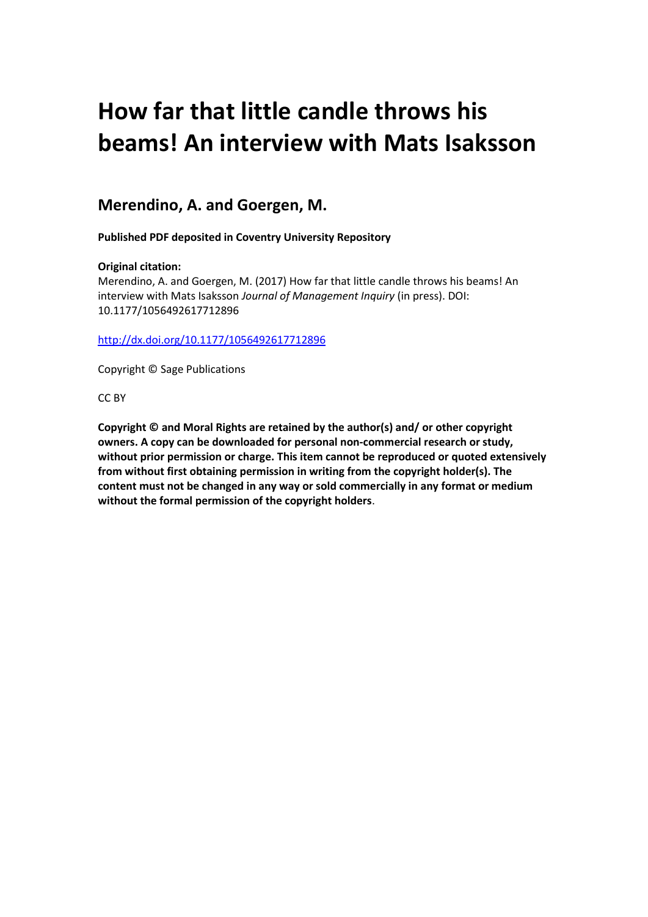# How far that little candle throws his beams! An interview with Mats Isaksson

## Merendino, A. and Goergen, M.

**Published PDF deposited in Coventry University Repository**

**Original citation:**
Merendino, A. and Goergen, M. (2017) How far that little candle throws his beams! An interview with Mats Isaksson *Journal of Management Inquiry* (in press). DOI: 10.1177/1056492617712896

http://dx.doi.org/10.1177/1056492617712896

Copyright © Sage Publications

CC BY

**Copyright © and Moral Rights are retained by the author(s) and/ or other copyright owners. A copy can be downloaded for personal non-commercial research or study, without prior permission or charge. This item cannot be reproduced or quoted extensively from without first obtaining permission in writing from the copyright holder(s). The content must not be changed in any way or sold commercially in any format or medium without the formal permission of the copyright holders**.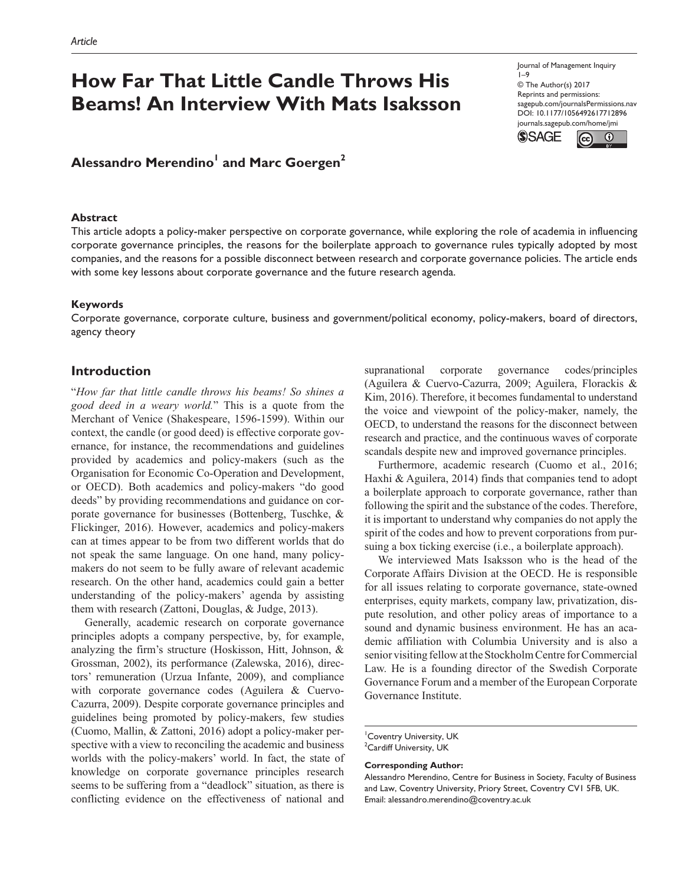Article

# How Far That Little Candle Throws His Beams! An Interview With Mats Isaksson

Journal of Management Inquiry
1–9
© The Author(s) 2017
Reprints and permissions:
sagepub.com/journalsPermissions.nav
DOI: 10.1177/1056492617712896
journals.sagepub.com/home/jmi

**Alessandro Merendino[1] and Marc Goergen[2]**

## Abstract

This article adopts a policy-maker perspective on corporate governance, while exploring the role of academia in influencing corporate governance principles, the reasons for the boilerplate approach to governance rules typically adopted by most companies, and the reasons for a possible disconnect between research and corporate governance policies. The article ends with some key lessons about corporate governance and the future research agenda.

## Keywords

Corporate governance, corporate culture, business and government/political economy, policy-makers, board of directors, agency theory

## Introduction

"*How far that little candle throws his beams! So shines a good deed in a weary world.*" This is a quote from the Merchant of Venice (Shakespeare, 1596-1599). Within our context, the candle (or good deed) is effective corporate governance, for instance, the recommendations and guidelines provided by academics and policy-makers (such as the Organisation for Economic Co-Operation and Development, or OECD). Both academics and policy-makers "do good deeds" by providing recommendations and guidance on corporate governance for businesses (Bottenberg, Tuschke, & Flickinger, 2016). However, academics and policy-makers can at times appear to be from two different worlds that do not speak the same language. On one hand, many policy-makers do not seem to be fully aware of relevant academic research. On the other hand, academics could gain a better understanding of the policy-makers' agenda by assisting them with research (Zattoni, Douglas, & Judge, 2013).

Generally, academic research on corporate governance principles adopts a company perspective, by, for example, analyzing the firm's structure (Hoskisson, Hitt, Johnson, & Grossman, 2002), its performance (Zalewska, 2016), directors' remuneration (Urzua Infante, 2009), and compliance with corporate governance codes (Aguilera & Cuervo-Cazurra, 2009). Despite corporate governance principles and guidelines being promoted by policy-makers, few studies (Cuomo, Mallin, & Zattoni, 2016) adopt a policy-maker perspective with a view to reconciling the academic and business worlds with the policy-makers' world. In fact, the state of knowledge on corporate governance principles research seems to be suffering from a "deadlock" situation, as there is conflicting evidence on the effectiveness of national and supranational corporate governance codes/principles (Aguilera & Cuervo-Cazurra, 2009; Aguilera, Florackis & Kim, 2016). Therefore, it becomes fundamental to understand the voice and viewpoint of the policy-maker, namely, the OECD, to understand the reasons for the disconnect between research and practice, and the continuous waves of corporate scandals despite new and improved governance principles.

Furthermore, academic research (Cuomo et al., 2016; Haxhi & Aguilera, 2014) finds that companies tend to adopt a boilerplate approach to corporate governance, rather than following the spirit and the substance of the codes. Therefore, it is important to understand why companies do not apply the spirit of the codes and how to prevent corporations from pursuing a box ticking exercise (i.e., a boilerplate approach).

We interviewed Mats Isaksson who is the head of the Corporate Affairs Division at the OECD. He is responsible for all issues relating to corporate governance, state-owned enterprises, equity markets, company law, privatization, dispute resolution, and other policy areas of importance to a sound and dynamic business environment. He has an academic affiliation with Columbia University and is also a senior visiting fellow at the Stockholm Centre for Commercial Law. He is a founding director of the Swedish Corporate Governance Forum and a member of the European Corporate Governance Institute.

[1]Coventry University, UK
[2]Cardiff University, UK

**Corresponding Author:**
Alessandro Merendino, Centre for Business in Society, Faculty of Business and Law, Coventry University, Priory Street, Coventry CV1 5FB, UK.
Email: alessandro.merendino@coventry.ac.uk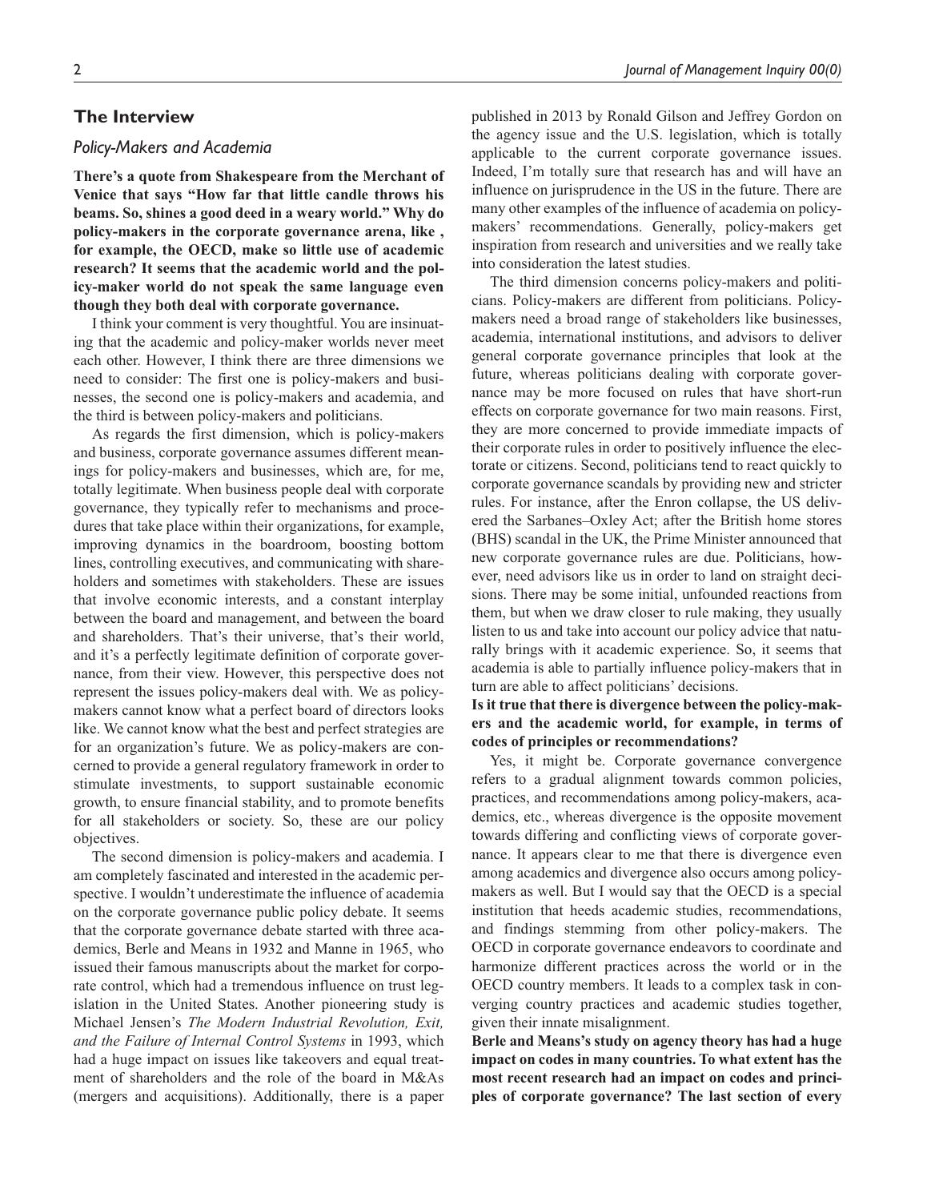## The Interview

### *Policy-Makers and Academia*

**There's a quote from Shakespeare from the Merchant of Venice that says "How far that little candle throws his beams. So, shines a good deed in a weary world." Why do policy-makers in the corporate governance arena, like , for example, the OECD, make so little use of academic research? It seems that the academic world and the policy-maker world do not speak the same language even though they both deal with corporate governance.**

I think your comment is very thoughtful. You are insinuating that the academic and policy-maker worlds never meet each other. However, I think there are three dimensions we need to consider: The first one is policy-makers and businesses, the second one is policy-makers and academia, and the third is between policy-makers and politicians.

As regards the first dimension, which is policy-makers and business, corporate governance assumes different meanings for policy-makers and businesses, which are, for me, totally legitimate. When business people deal with corporate governance, they typically refer to mechanisms and procedures that take place within their organizations, for example, improving dynamics in the boardroom, boosting bottom lines, controlling executives, and communicating with shareholders and sometimes with stakeholders. These are issues that involve economic interests, and a constant interplay between the board and management, and between the board and shareholders. That's their universe, that's their world, and it's a perfectly legitimate definition of corporate governance, from their view. However, this perspective does not represent the issues policy-makers deal with. We as policy-makers cannot know what a perfect board of directors looks like. We cannot know what the best and perfect strategies are for an organization's future. We as policy-makers are concerned to provide a general regulatory framework in order to stimulate investments, to support sustainable economic growth, to ensure financial stability, and to promote benefits for all stakeholders or society. So, these are our policy objectives.

The second dimension is policy-makers and academia. I am completely fascinated and interested in the academic perspective. I wouldn't underestimate the influence of academia on the corporate governance public policy debate. It seems that the corporate governance debate started with three academics, Berle and Means in 1932 and Manne in 1965, who issued their famous manuscripts about the market for corporate control, which had a tremendous influence on trust legislation in the United States. Another pioneering study is Michael Jensen's *The Modern Industrial Revolution, Exit, and the Failure of Internal Control Systems* in 1993, which had a huge impact on issues like takeovers and equal treatment of shareholders and the role of the board in M&As (mergers and acquisitions). Additionally, there is a paper published in 2013 by Ronald Gilson and Jeffrey Gordon on the agency issue and the U.S. legislation, which is totally applicable to the current corporate governance issues. Indeed, I'm totally sure that research has and will have an influence on jurisprudence in the US in the future. There are many other examples of the influence of academia on policy-makers' recommendations. Generally, policy-makers get inspiration from research and universities and we really take into consideration the latest studies.

The third dimension concerns policy-makers and politicians. Policy-makers are different from politicians. Policy-makers need a broad range of stakeholders like businesses, academia, international institutions, and advisors to deliver general corporate governance principles that look at the future, whereas politicians dealing with corporate governance may be more focused on rules that have short-run effects on corporate governance for two main reasons. First, they are more concerned to provide immediate impacts of their corporate rules in order to positively influence the electorate or citizens. Second, politicians tend to react quickly to corporate governance scandals by providing new and stricter rules. For instance, after the Enron collapse, the US delivered the Sarbanes–Oxley Act; after the British home stores (BHS) scandal in the UK, the Prime Minister announced that new corporate governance rules are due. Politicians, however, need advisors like us in order to land on straight decisions. There may be some initial, unfounded reactions from them, but when we draw closer to rule making, they usually listen to us and take into account our policy advice that naturally brings with it academic experience. So, it seems that academia is able to partially influence policy-makers that in turn are able to affect politicians' decisions.

**Is it true that there is divergence between the policy-makers and the academic world, for example, in terms of codes of principles or recommendations?**

Yes, it might be. Corporate governance convergence refers to a gradual alignment towards common policies, practices, and recommendations among policy-makers, academics, etc., whereas divergence is the opposite movement towards differing and conflicting views of corporate governance. It appears clear to me that there is divergence even among academics and divergence also occurs among policy-makers as well. But I would say that the OECD is a special institution that heeds academic studies, recommendations, and findings stemming from other policy-makers. The OECD in corporate governance endeavors to coordinate and harmonize different practices across the world or in the OECD country members. It leads to a complex task in converging country practices and academic studies together, given their innate misalignment.

**Berle and Means's study on agency theory has had a huge impact on codes in many countries. To what extent has the most recent research had an impact on codes and principles of corporate governance? The last section of every**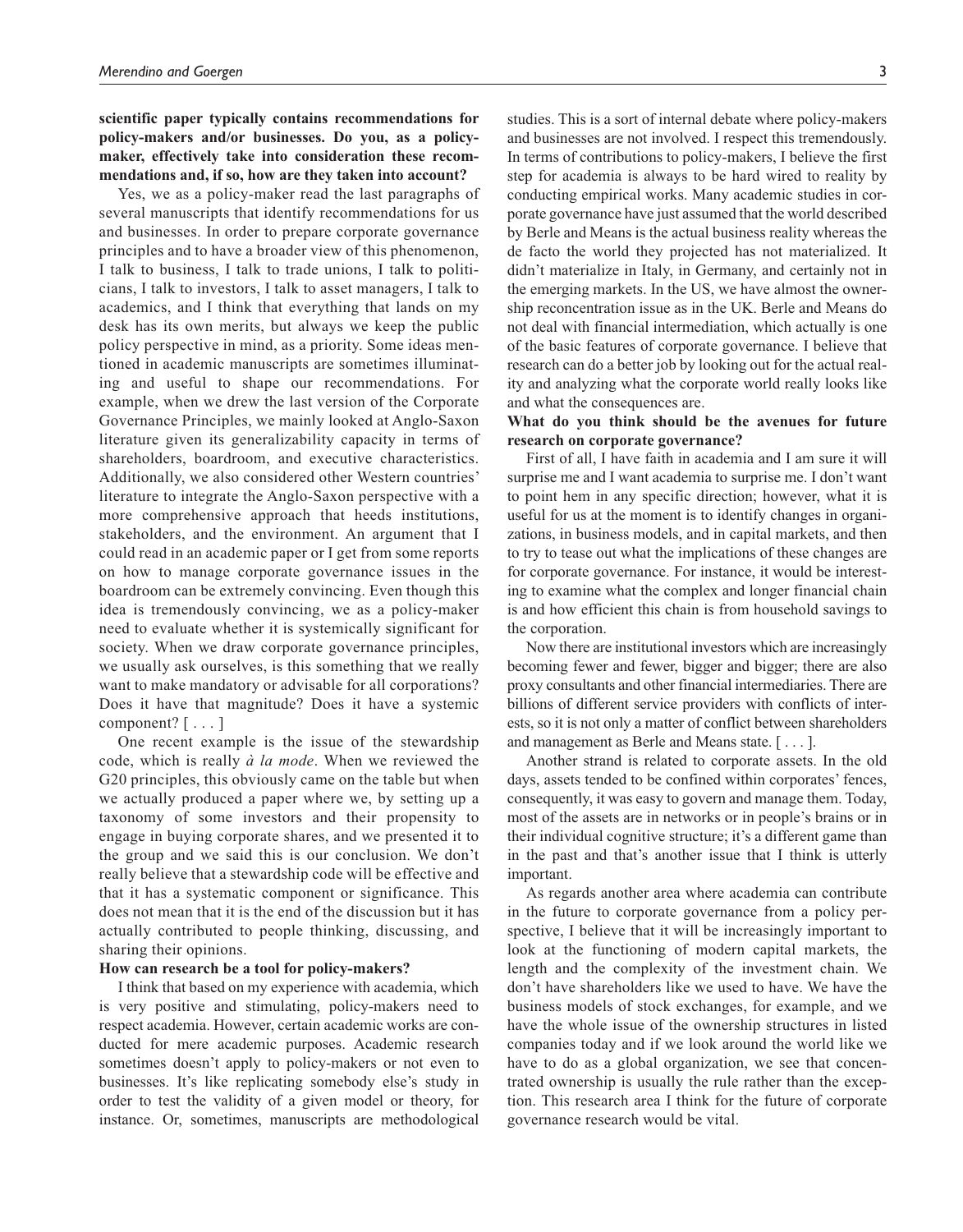**scientific paper typically contains recommendations for policy-makers and/or businesses. Do you, as a policy-maker, effectively take into consideration these recommendations and, if so, how are they taken into account?**

Yes, we as a policy-maker read the last paragraphs of several manuscripts that identify recommendations for us and businesses. In order to prepare corporate governance principles and to have a broader view of this phenomenon, I talk to business, I talk to trade unions, I talk to politicians, I talk to investors, I talk to asset managers, I talk to academics, and I think that everything that lands on my desk has its own merits, but always we keep the public policy perspective in mind, as a priority. Some ideas mentioned in academic manuscripts are sometimes illuminating and useful to shape our recommendations. For example, when we drew the last version of the Corporate Governance Principles, we mainly looked at Anglo-Saxon literature given its generalizability capacity in terms of shareholders, boardroom, and executive characteristics. Additionally, we also considered other Western countries' literature to integrate the Anglo-Saxon perspective with a more comprehensive approach that heeds institutions, stakeholders, and the environment. An argument that I could read in an academic paper or I get from some reports on how to manage corporate governance issues in the boardroom can be extremely convincing. Even though this idea is tremendously convincing, we as a policy-maker need to evaluate whether it is systemically significant for society. When we draw corporate governance principles, we usually ask ourselves, is this something that we really want to make mandatory or advisable for all corporations? Does it have that magnitude? Does it have a systemic component? [ . . . ]

One recent example is the issue of the stewardship code, which is really *à la mode*. When we reviewed the G20 principles, this obviously came on the table but when we actually produced a paper where we, by setting up a taxonomy of some investors and their propensity to engage in buying corporate shares, and we presented it to the group and we said this is our conclusion. We don't really believe that a stewardship code will be effective and that it has a systematic component or significance. This does not mean that it is the end of the discussion but it has actually contributed to people thinking, discussing, and sharing their opinions.

**How can research be a tool for policy-makers?**

I think that based on my experience with academia, which is very positive and stimulating, policy-makers need to respect academia. However, certain academic works are conducted for mere academic purposes. Academic research sometimes doesn't apply to policy-makers or not even to businesses. It's like replicating somebody else's study in order to test the validity of a given model or theory, for instance. Or, sometimes, manuscripts are methodological studies. This is a sort of internal debate where policy-makers and businesses are not involved. I respect this tremendously. In terms of contributions to policy-makers, I believe the first step for academia is always to be hard wired to reality by conducting empirical works. Many academic studies in corporate governance have just assumed that the world described by Berle and Means is the actual business reality whereas the de facto the world they projected has not materialized. It didn't materialize in Italy, in Germany, and certainly not in the emerging markets. In the US, we have almost the ownership reconcentration issue as in the UK. Berle and Means do not deal with financial intermediation, which actually is one of the basic features of corporate governance. I believe that research can do a better job by looking out for the actual reality and analyzing what the corporate world really looks like and what the consequences are.

**What do you think should be the avenues for future research on corporate governance?**

First of all, I have faith in academia and I am sure it will surprise me and I want academia to surprise me. I don't want to point hem in any specific direction; however, what it is useful for us at the moment is to identify changes in organizations, in business models, and in capital markets, and then to try to tease out what the implications of these changes are for corporate governance. For instance, it would be interesting to examine what the complex and longer financial chain is and how efficient this chain is from household savings to the corporation.

Now there are institutional investors which are increasingly becoming fewer and fewer, bigger and bigger; there are also proxy consultants and other financial intermediaries. There are billions of different service providers with conflicts of interests, so it is not only a matter of conflict between shareholders and management as Berle and Means state. [ . . . ].

Another strand is related to corporate assets. In the old days, assets tended to be confined within corporates' fences, consequently, it was easy to govern and manage them. Today, most of the assets are in networks or in people's brains or in their individual cognitive structure; it's a different game than in the past and that's another issue that I think is utterly important.

As regards another area where academia can contribute in the future to corporate governance from a policy perspective, I believe that it will be increasingly important to look at the functioning of modern capital markets, the length and the complexity of the investment chain. We don't have shareholders like we used to have. We have the business models of stock exchanges, for example, and we have the whole issue of the ownership structures in listed companies today and if we look around the world like we have to do as a global organization, we see that concentrated ownership is usually the rule rather than the exception. This research area I think for the future of corporate governance research would be vital.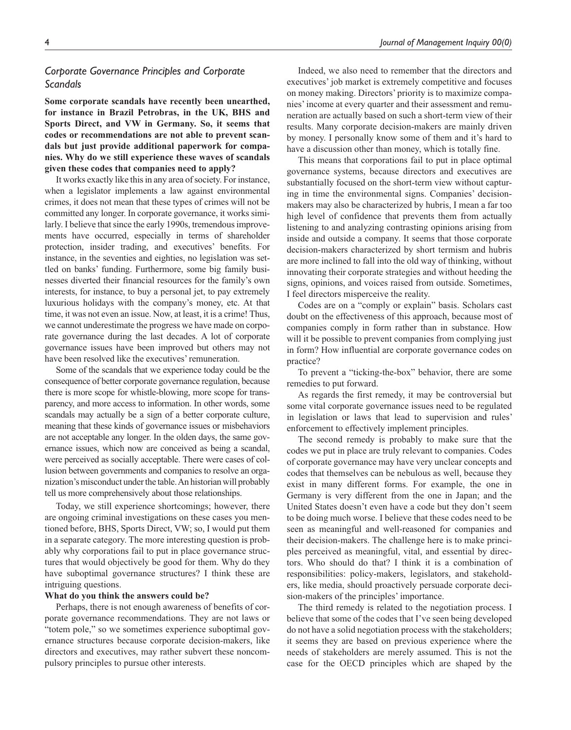## *Corporate Governance Principles and Corporate Scandals*

**Some corporate scandals have recently been unearthed, for instance in Brazil Petrobras, in the UK, BHS and Sports Direct, and VW in Germany. So, it seems that codes or recommendations are not able to prevent scandals but just provide additional paperwork for companies. Why do we still experience these waves of scandals given these codes that companies need to apply?**

It works exactly like this in any area of society. For instance, when a legislator implements a law against environmental crimes, it does not mean that these types of crimes will not be committed any longer. In corporate governance, it works similarly. I believe that since the early 1990s, tremendous improvements have occurred, especially in terms of shareholder protection, insider trading, and executives' benefits. For instance, in the seventies and eighties, no legislation was settled on banks' funding. Furthermore, some big family businesses diverted their financial resources for the family's own interests, for instance, to buy a personal jet, to pay extremely luxurious holidays with the company's money, etc. At that time, it was not even an issue. Now, at least, it is a crime! Thus, we cannot underestimate the progress we have made on corporate governance during the last decades. A lot of corporate governance issues have been improved but others may not have been resolved like the executives' remuneration.

Some of the scandals that we experience today could be the consequence of better corporate governance regulation, because there is more scope for whistle-blowing, more scope for transparency, and more access to information. In other words, some scandals may actually be a sign of a better corporate culture, meaning that these kinds of governance issues or misbehaviors are not acceptable any longer. In the olden days, the same governance issues, which now are conceived as being a scandal, were perceived as socially acceptable. There were cases of collusion between governments and companies to resolve an organization's misconduct under the table. An historian will probably tell us more comprehensively about those relationships.

Today, we still experience shortcomings; however, there are ongoing criminal investigations on these cases you mentioned before, BHS, Sports Direct, VW; so, I would put them in a separate category. The more interesting question is probably why corporations fail to put in place governance structures that would objectively be good for them. Why do they have suboptimal governance structures? I think these are intriguing questions.

**What do you think the answers could be?**

Perhaps, there is not enough awareness of benefits of corporate governance recommendations. They are not laws or "totem pole," so we sometimes experience suboptimal governance structures because corporate decision-makers, like directors and executives, may rather subvert these noncompulsory principles to pursue other interests.

Indeed, we also need to remember that the directors and executives' job market is extremely competitive and focuses on money making. Directors' priority is to maximize companies' income at every quarter and their assessment and remuneration are actually based on such a short-term view of their results. Many corporate decision-makers are mainly driven by money. I personally know some of them and it's hard to have a discussion other than money, which is totally fine.

This means that corporations fail to put in place optimal governance systems, because directors and executives are substantially focused on the short-term view without capturing in time the environmental signs. Companies' decision-makers may also be characterized by hubris, I mean a far too high level of confidence that prevents them from actually listening to and analyzing contrasting opinions arising from inside and outside a company. It seems that those corporate decision-makers characterized by short termism and hubris are more inclined to fall into the old way of thinking, without innovating their corporate strategies and without heeding the signs, opinions, and voices raised from outside. Sometimes, I feel directors misperceive the reality.

**Codes are on a "comply or explain" basis. Scholars cast doubt on the effectiveness of this approach, because most of companies comply in form rather than in substance. How will it be possible to prevent companies from complying just in form? How influential are corporate governance codes on practice?**

To prevent a "ticking-the-box" behavior, there are some remedies to put forward.

As regards the first remedy, it may be controversial but some vital corporate governance issues need to be regulated in legislation or laws that lead to supervision and rules' enforcement to effectively implement principles.

The second remedy is probably to make sure that the codes we put in place are truly relevant to companies. Codes of corporate governance may have very unclear concepts and codes that themselves can be nebulous as well, because they exist in many different forms. For example, the one in Germany is very different from the one in Japan; and the United States doesn't even have a code but they don't seem to be doing much worse. I believe that these codes need to be seen as meaningful and well-reasoned for companies and their decision-makers. The challenge here is to make principles perceived as meaningful, vital, and essential by directors. Who should do that? I think it is a combination of responsibilities: policy-makers, legislators, and stakeholders, like media, should proactively persuade corporate decision-makers of the principles' importance.

The third remedy is related to the negotiation process. I believe that some of the codes that I've seen being developed do not have a solid negotiation process with the stakeholders; it seems they are based on previous experience where the needs of stakeholders are merely assumed. This is not the case for the OECD principles which are shaped by the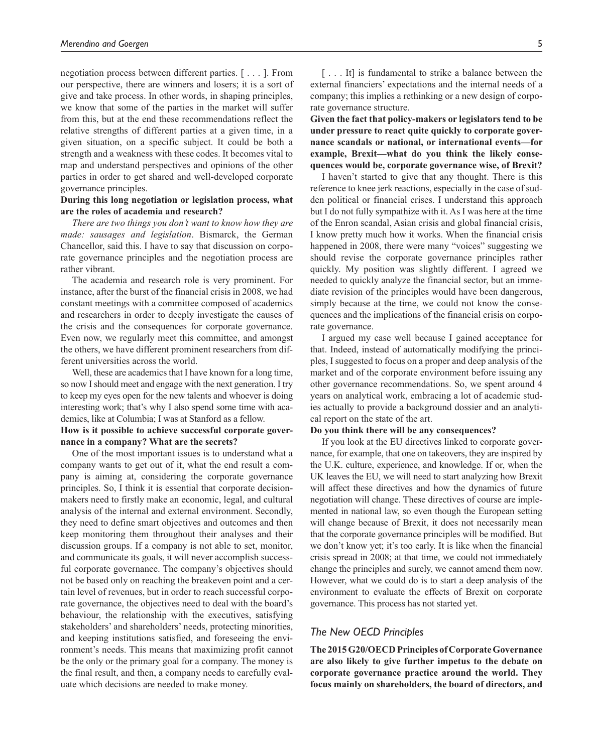negotiation process between different parties. [ . . . ]. From our perspective, there are winners and losers; it is a sort of give and take process. In other words, in shaping principles, we know that some of the parties in the market will suffer from this, but at the end these recommendations reflect the relative strengths of different parties at a given time, in a given situation, on a specific subject. It could be both a strength and a weakness with these codes. It becomes vital to map and understand perspectives and opinions of the other parties in order to get shared and well-developed corporate governance principles.

**During this long negotiation or legislation process, what are the roles of academia and research?**

*There are two things you don't want to know how they are made: sausages and legislation*. Bismarck, the German Chancellor, said this. I have to say that discussion on corporate governance principles and the negotiation process are rather vibrant.

The academia and research role is very prominent. For instance, after the burst of the financial crisis in 2008, we had constant meetings with a committee composed of academics and researchers in order to deeply investigate the causes of the crisis and the consequences for corporate governance. Even now, we regularly meet this committee, and amongst the others, we have different prominent researchers from different universities across the world.

Well, these are academics that I have known for a long time, so now I should meet and engage with the next generation. I try to keep my eyes open for the new talents and whoever is doing interesting work; that's why I also spend some time with academics, like at Columbia; I was at Stanford as a fellow.

**How is it possible to achieve successful corporate governance in a company? What are the secrets?**

One of the most important issues is to understand what a company wants to get out of it, what the end result a company is aiming at, considering the corporate governance principles. So, I think it is essential that corporate decision-makers need to firstly make an economic, legal, and cultural analysis of the internal and external environment. Secondly, they need to define smart objectives and outcomes and then keep monitoring them throughout their analyses and their discussion groups. If a company is not able to set, monitor, and communicate its goals, it will never accomplish successful corporate governance. The company's objectives should not be based only on reaching the breakeven point and a certain level of revenues, but in order to reach successful corporate governance, the objectives need to deal with the board's behaviour, the relationship with the executives, satisfying stakeholders' and shareholders' needs, protecting minorities, and keeping institutions satisfied, and foreseeing the environment's needs. This means that maximizing profit cannot be the only or the primary goal for a company. The money is the final result, and then, a company needs to carefully evaluate which decisions are needed to make money.

[ . . . It] is fundamental to strike a balance between the external financiers' expectations and the internal needs of a company; this implies a rethinking or a new design of corporate governance structure.

**Given the fact that policy-makers or legislators tend to be under pressure to react quite quickly to corporate governance scandals or national, or international events—for example, Brexit—what do you think the likely consequences would be, corporate governance wise, of Brexit?**

I haven't started to give that any thought. There is this reference to knee jerk reactions, especially in the case of sudden political or financial crises. I understand this approach but I do not fully sympathize with it. As I was here at the time of the Enron scandal, Asian crisis and global financial crisis, I know pretty much how it works. When the financial crisis happened in 2008, there were many "voices" suggesting we should revise the corporate governance principles rather quickly. My position was slightly different. I agreed we needed to quickly analyze the financial sector, but an immediate revision of the principles would have been dangerous, simply because at the time, we could not know the consequences and the implications of the financial crisis on corporate governance.

I argued my case well because I gained acceptance for that. Indeed, instead of automatically modifying the principles, I suggested to focus on a proper and deep analysis of the market and of the corporate environment before issuing any other governance recommendations. So, we spent around 4 years on analytical work, embracing a lot of academic studies actually to provide a background dossier and an analytical report on the state of the art.

**Do you think there will be any consequences?**

If you look at the EU directives linked to corporate governance, for example, that one on takeovers, they are inspired by the U.K. culture, experience, and knowledge. If or, when the UK leaves the EU, we will need to start analyzing how Brexit will affect these directives and how the dynamics of future negotiation will change. These directives of course are implemented in national law, so even though the European setting will change because of Brexit, it does not necessarily mean that the corporate governance principles will be modified. But we don't know yet; it's too early. It is like when the financial crisis spread in 2008; at that time, we could not immediately change the principles and surely, we cannot amend them now. However, what we could do is to start a deep analysis of the environment to evaluate the effects of Brexit on corporate governance. This process has not started yet.

## *The New OECD Principles*

**The 2015 G20/OECD Principles of Corporate Governance are also likely to give further impetus to the debate on corporate governance practice around the world. They focus mainly on shareholders, the board of directors, and**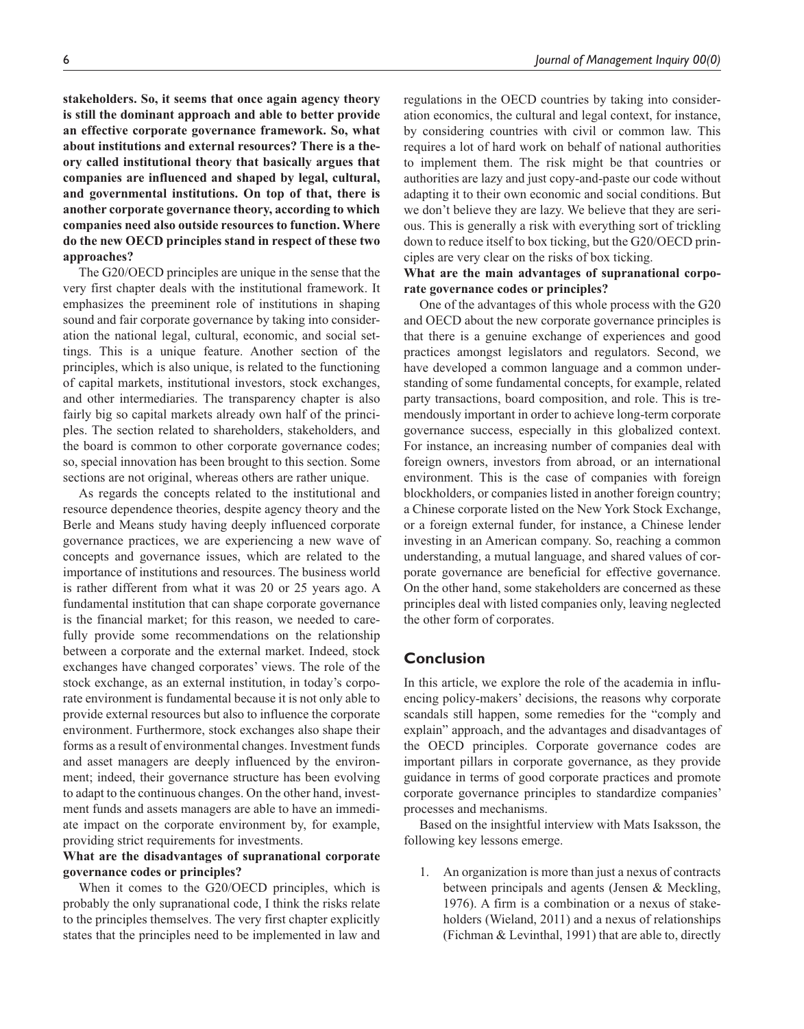**stakeholders. So, it seems that once again agency theory is still the dominant approach and able to better provide an effective corporate governance framework. So, what about institutions and external resources? There is a theory called institutional theory that basically argues that companies are influenced and shaped by legal, cultural, and governmental institutions. On top of that, there is another corporate governance theory, according to which companies need also outside resources to function. Where do the new OECD principles stand in respect of these two approaches?**

The G20/OECD principles are unique in the sense that the very first chapter deals with the institutional framework. It emphasizes the preeminent role of institutions in shaping sound and fair corporate governance by taking into consideration the national legal, cultural, economic, and social settings. This is a unique feature. Another section of the principles, which is also unique, is related to the functioning of capital markets, institutional investors, stock exchanges, and other intermediaries. The transparency chapter is also fairly big so capital markets already own half of the principles. The section related to shareholders, stakeholders, and the board is common to other corporate governance codes; so, special innovation has been brought to this section. Some sections are not original, whereas others are rather unique.

As regards the concepts related to the institutional and resource dependence theories, despite agency theory and the Berle and Means study having deeply influenced corporate governance practices, we are experiencing a new wave of concepts and governance issues, which are related to the importance of institutions and resources. The business world is rather different from what it was 20 or 25 years ago. A fundamental institution that can shape corporate governance is the financial market; for this reason, we needed to carefully provide some recommendations on the relationship between a corporate and the external market. Indeed, stock exchanges have changed corporates' views. The role of the stock exchange, as an external institution, in today's corporate environment is fundamental because it is not only able to provide external resources but also to influence the corporate environment. Furthermore, stock exchanges also shape their forms as a result of environmental changes. Investment funds and asset managers are deeply influenced by the environment; indeed, their governance structure has been evolving to adapt to the continuous changes. On the other hand, investment funds and assets managers are able to have an immediate impact on the corporate environment by, for example, providing strict requirements for investments.

**What are the disadvantages of supranational corporate governance codes or principles?**

When it comes to the G20/OECD principles, which is probably the only supranational code, I think the risks relate to the principles themselves. The very first chapter explicitly states that the principles need to be implemented in law and regulations in the OECD countries by taking into consideration economics, the cultural and legal context, for instance, by considering countries with civil or common law. This requires a lot of hard work on behalf of national authorities to implement them. The risk might be that countries or authorities are lazy and just copy-and-paste our code without adapting it to their own economic and social conditions. But we don't believe they are lazy. We believe that they are serious. This is generally a risk with everything sort of trickling down to reduce itself to box ticking, but the G20/OECD principles are very clear on the risks of box ticking.

**What are the main advantages of supranational corporate governance codes or principles?**

One of the advantages of this whole process with the G20 and OECD about the new corporate governance principles is that there is a genuine exchange of experiences and good practices amongst legislators and regulators. Second, we have developed a common language and a common understanding of some fundamental concepts, for example, related party transactions, board composition, and role. This is tremendously important in order to achieve long-term corporate governance success, especially in this globalized context. For instance, an increasing number of companies deal with foreign owners, investors from abroad, or an international environment. This is the case of companies with foreign blockholders, or companies listed in another foreign country; a Chinese corporate listed on the New York Stock Exchange, or a foreign external funder, for instance, a Chinese lender investing in an American company. So, reaching a common understanding, a mutual language, and shared values of corporate governance are beneficial for effective governance. On the other hand, some stakeholders are concerned as these principles deal with listed companies only, leaving neglected the other form of corporates.

## Conclusion

In this article, we explore the role of the academia in influencing policy-makers' decisions, the reasons why corporate scandals still happen, some remedies for the "comply and explain" approach, and the advantages and disadvantages of the OECD principles. Corporate governance codes are important pillars in corporate governance, as they provide guidance in terms of good corporate practices and promote corporate governance principles to standardize companies' processes and mechanisms.

Based on the insightful interview with Mats Isaksson, the following key lessons emerge.

1. An organization is more than just a nexus of contracts between principals and agents (Jensen & Meckling, 1976). A firm is a combination or a nexus of stakeholders (Wieland, 2011) and a nexus of relationships (Fichman & Levinthal, 1991) that are able to, directly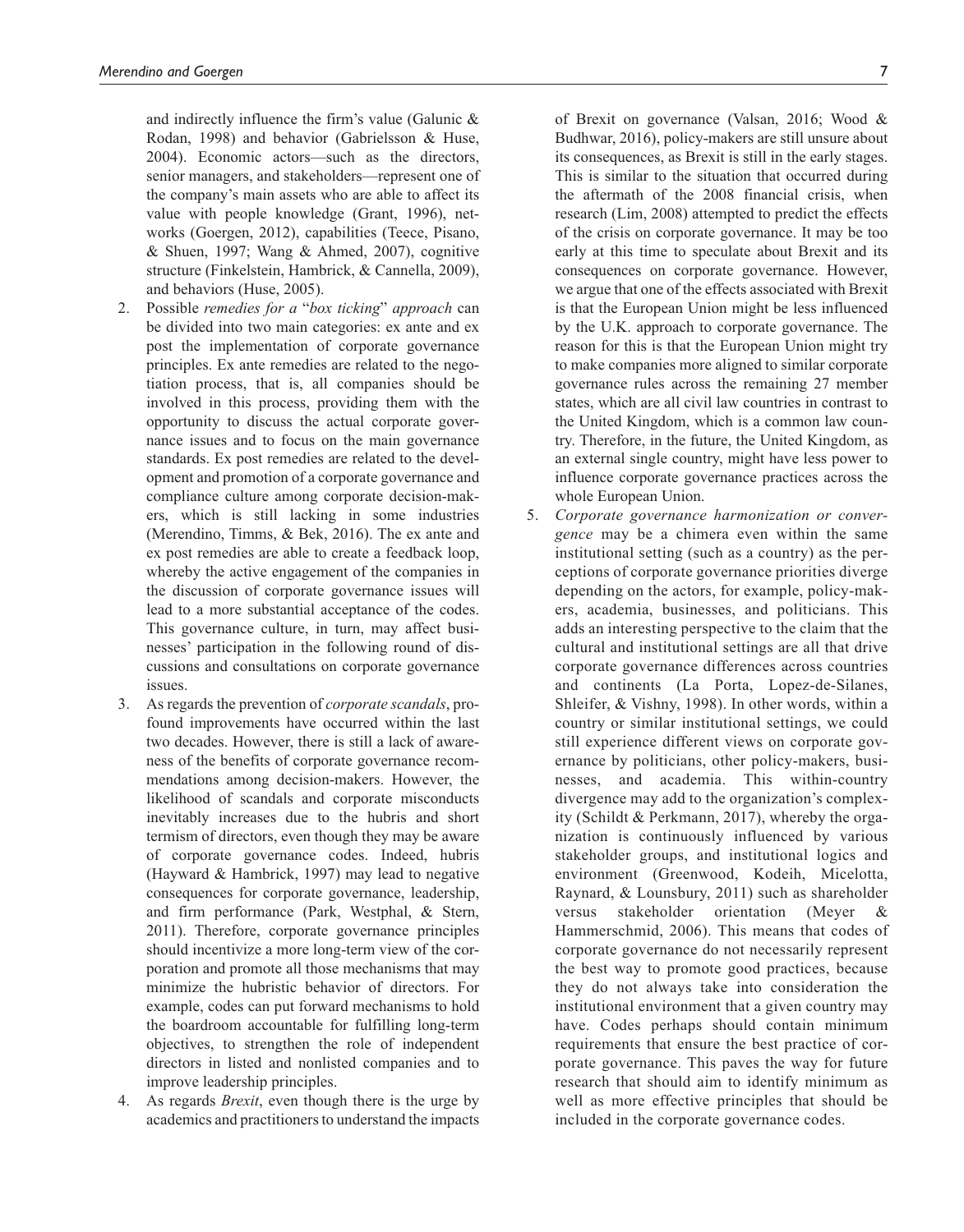and indirectly influence the firm's value (Galunic & Rodan, 1998) and behavior (Gabrielsson & Huse, 2004). Economic actors—such as the directors, senior managers, and stakeholders—represent one of the company's main assets who are able to affect its value with people knowledge (Grant, 1996), networks (Goergen, 2012), capabilities (Teece, Pisano, & Shuen, 1997; Wang & Ahmed, 2007), cognitive structure (Finkelstein, Hambrick, & Cannella, 2009), and behaviors (Huse, 2005).

2. Possible *remedies for a* "*box ticking*" *approach* can be divided into two main categories: ex ante and ex post the implementation of corporate governance principles. Ex ante remedies are related to the negotiation process, that is, all companies should be involved in this process, providing them with the opportunity to discuss the actual corporate governance issues and to focus on the main governance standards. Ex post remedies are related to the development and promotion of a corporate governance and compliance culture among corporate decision-makers, which is still lacking in some industries (Merendino, Timms, & Bek, 2016). The ex ante and ex post remedies are able to create a feedback loop, whereby the active engagement of the companies in the discussion of corporate governance issues will lead to a more substantial acceptance of the codes. This governance culture, in turn, may affect businesses' participation in the following round of discussions and consultations on corporate governance issues.
3. As regards the prevention of *corporate scandals*, profound improvements have occurred within the last two decades. However, there is still a lack of awareness of the benefits of corporate governance recommendations among decision-makers. However, the likelihood of scandals and corporate misconducts inevitably increases due to the hubris and short termism of directors, even though they may be aware of corporate governance codes. Indeed, hubris (Hayward & Hambrick, 1997) may lead to negative consequences for corporate governance, leadership, and firm performance (Park, Westphal, & Stern, 2011). Therefore, corporate governance principles should incentivize a more long-term view of the corporation and promote all those mechanisms that may minimize the hubristic behavior of directors. For example, codes can put forward mechanisms to hold the boardroom accountable for fulfilling long-term objectives, to strengthen the role of independent directors in listed and nonlisted companies and to improve leadership principles.
4. As regards *Brexit*, even though there is the urge by academics and practitioners to understand the impacts of Brexit on governance (Valsan, 2016; Wood & Budhwar, 2016), policy-makers are still unsure about its consequences, as Brexit is still in the early stages. This is similar to the situation that occurred during the aftermath of the 2008 financial crisis, when research (Lim, 2008) attempted to predict the effects of the crisis on corporate governance. It may be too early at this time to speculate about Brexit and its consequences on corporate governance. However, we argue that one of the effects associated with Brexit is that the European Union might be less influenced by the U.K. approach to corporate governance. The reason for this is that the European Union might try to make companies more aligned to similar corporate governance rules across the remaining 27 member states, which are all civil law countries in contrast to the United Kingdom, which is a common law country. Therefore, in the future, the United Kingdom, as an external single country, might have less power to influence corporate governance practices across the whole European Union.
5. *Corporate governance harmonization or convergence* may be a chimera even within the same institutional setting (such as a country) as the perceptions of corporate governance priorities diverge depending on the actors, for example, policy-makers, academia, businesses, and politicians. This adds an interesting perspective to the claim that the cultural and institutional settings are all that drive corporate governance differences across countries and continents (La Porta, Lopez-de-Silanes, Shleifer, & Vishny, 1998). In other words, within a country or similar institutional settings, we could still experience different views on corporate governance by politicians, other policy-makers, businesses, and academia. This within-country divergence may add to the organization's complexity (Schildt & Perkmann, 2017), whereby the organization is continuously influenced by various stakeholder groups, and institutional logics and environment (Greenwood, Kodeih, Micelotta, Raynard, & Lounsbury, 2011) such as shareholder versus stakeholder orientation (Meyer & Hammerschmid, 2006). This means that codes of corporate governance do not necessarily represent the best way to promote good practices, because they do not always take into consideration the institutional environment that a given country may have. Codes perhaps should contain minimum requirements that ensure the best practice of corporate governance. This paves the way for future research that should aim to identify minimum as well as more effective principles that should be included in the corporate governance codes.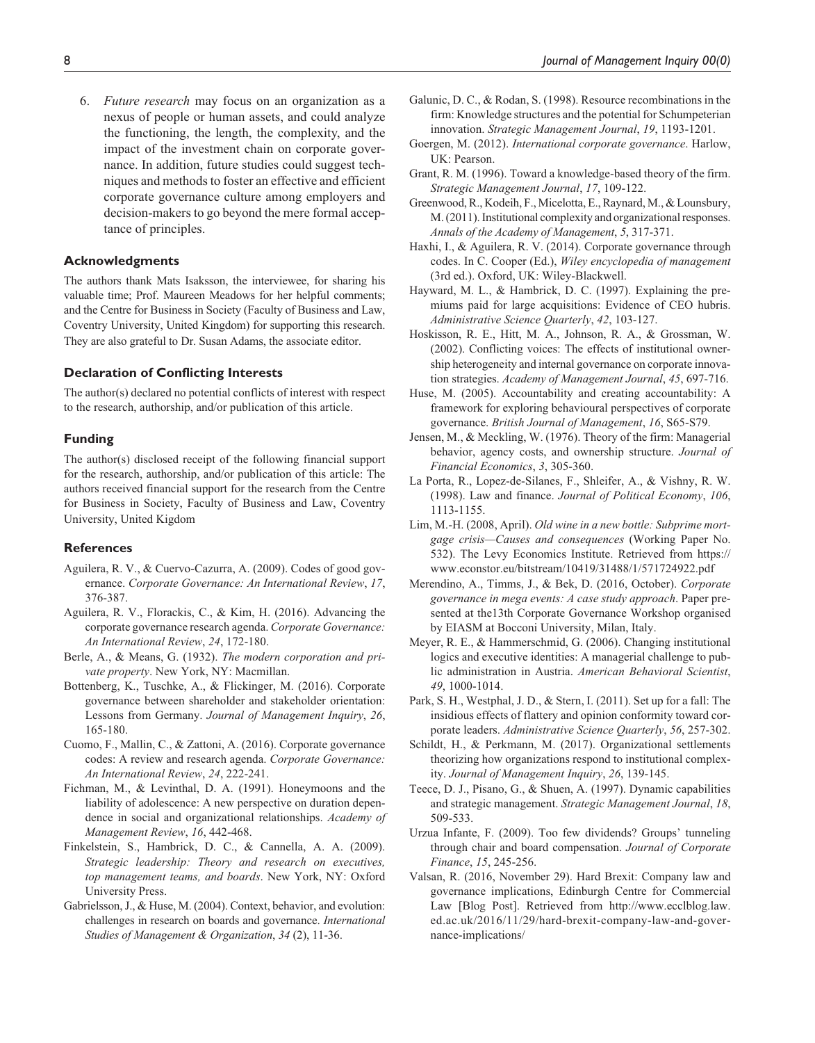6. *Future research* may focus on an organization as a nexus of people or human assets, and could analyze the functioning, the length, the complexity, and the impact of the investment chain on corporate governance. In addition, future studies could suggest techniques and methods to foster an effective and efficient corporate governance culture among employers and decision-makers to go beyond the mere formal acceptance of principles.

### Acknowledgments

The authors thank Mats Isaksson, the interviewee, for sharing his valuable time; Prof. Maureen Meadows for her helpful comments; and the Centre for Business in Society (Faculty of Business and Law, Coventry University, United Kingdom) for supporting this research. They are also grateful to Dr. Susan Adams, the associate editor.

### Declaration of Conflicting Interests

The author(s) declared no potential conflicts of interest with respect to the research, authorship, and/or publication of this article.

### Funding

The author(s) disclosed receipt of the following financial support for the research, authorship, and/or publication of this article: The authors received financial support for the research from the Centre for Business in Society, Faculty of Business and Law, Coventry University, United Kigdom

### References

Aguilera, R. V., & Cuervo-Cazurra, A. (2009). Codes of good governance. *Corporate Governance: An International Review*, *17*, 376-387.

Aguilera, R. V., Florackis, C., & Kim, H. (2016). Advancing the corporate governance research agenda. *Corporate Governance: An International Review*, *24*, 172-180.

Berle, A., & Means, G. (1932). *The modern corporation and private property*. New York, NY: Macmillan.

Bottenberg, K., Tuschke, A., & Flickinger, M. (2016). Corporate governance between shareholder and stakeholder orientation: Lessons from Germany. *Journal of Management Inquiry*, *26*, 165-180.

Cuomo, F., Mallin, C., & Zattoni, A. (2016). Corporate governance codes: A review and research agenda. *Corporate Governance: An International Review*, *24*, 222-241.

Fichman, M., & Levinthal, D. A. (1991). Honeymoons and the liability of adolescence: A new perspective on duration dependence in social and organizational relationships. *Academy of Management Review*, *16*, 442-468.

Finkelstein, S., Hambrick, D. C., & Cannella, A. A. (2009). *Strategic leadership: Theory and research on executives, top management teams, and boards*. New York, NY: Oxford University Press.

Gabrielsson, J., & Huse, M. (2004). Context, behavior, and evolution: challenges in research on boards and governance. *International Studies of Management & Organization*, *34* (2), 11-36.

Galunic, D. C., & Rodan, S. (1998). Resource recombinations in the firm: Knowledge structures and the potential for Schumpeterian innovation. *Strategic Management Journal*, *19*, 1193-1201.

Goergen, M. (2012). *International corporate governance*. Harlow, UK: Pearson.

Grant, R. M. (1996). Toward a knowledge-based theory of the firm. *Strategic Management Journal*, *17*, 109-122.

Greenwood, R., Kodeih, F., Micelotta, E., Raynard, M., & Lounsbury, M. (2011). Institutional complexity and organizational responses. *Annals of the Academy of Management*, *5*, 317-371.

Haxhi, I., & Aguilera, R. V. (2014). Corporate governance through codes. In C. Cooper (Ed.), *Wiley encyclopedia of management* (3rd ed.). Oxford, UK: Wiley-Blackwell.

Hayward, M. L., & Hambrick, D. C. (1997). Explaining the premiums paid for large acquisitions: Evidence of CEO hubris. *Administrative Science Quarterly*, *42*, 103-127.

Hoskisson, R. E., Hitt, M. A., Johnson, R. A., & Grossman, W. (2002). Conflicting voices: The effects of institutional ownership heterogeneity and internal governance on corporate innovation strategies. *Academy of Management Journal*, *45*, 697-716.

Huse, M. (2005). Accountability and creating accountability: A framework for exploring behavioural perspectives of corporate governance. *British Journal of Management*, *16*, S65-S79.

Jensen, M., & Meckling, W. (1976). Theory of the firm: Managerial behavior, agency costs, and ownership structure. *Journal of Financial Economics*, *3*, 305-360.

La Porta, R., Lopez-de-Silanes, F., Shleifer, A., & Vishny, R. W. (1998). Law and finance. *Journal of Political Economy*, *106*, 1113-1155.

Lim, M.-H. (2008, April). *Old wine in a new bottle: Subprime mortgage crisis—Causes and consequences* (Working Paper No. 532). The Levy Economics Institute. Retrieved from https://www.econstor.eu/bitstream/10419/31488/1/571724922.pdf

Merendino, A., Timms, J., & Bek, D. (2016, October). *Corporate governance in mega events: A case study approach*. Paper presented at the13th Corporate Governance Workshop organised by EIASM at Bocconi University, Milan, Italy.

Meyer, R. E., & Hammerschmid, G. (2006). Changing institutional logics and executive identities: A managerial challenge to public administration in Austria. *American Behavioral Scientist*, *49*, 1000-1014.

Park, S. H., Westphal, J. D., & Stern, I. (2011). Set up for a fall: The insidious effects of flattery and opinion conformity toward corporate leaders. *Administrative Science Quarterly*, *56*, 257-302.

Schildt, H., & Perkmann, M. (2017). Organizational settlements theorizing how organizations respond to institutional complexity. *Journal of Management Inquiry*, *26*, 139-145.

Teece, D. J., Pisano, G., & Shuen, A. (1997). Dynamic capabilities and strategic management. *Strategic Management Journal*, *18*, 509-533.

Urzua Infante, F. (2009). Too few dividends? Groups' tunneling through chair and board compensation. *Journal of Corporate Finance*, *15*, 245-256.

Valsan, R. (2016, November 29). Hard Brexit: Company law and governance implications, Edinburgh Centre for Commercial Law [Blog Post]. Retrieved from http://www.ecclblog.law.ed.ac.uk/2016/11/29/hard-brexit-company-law-and-governance-implications/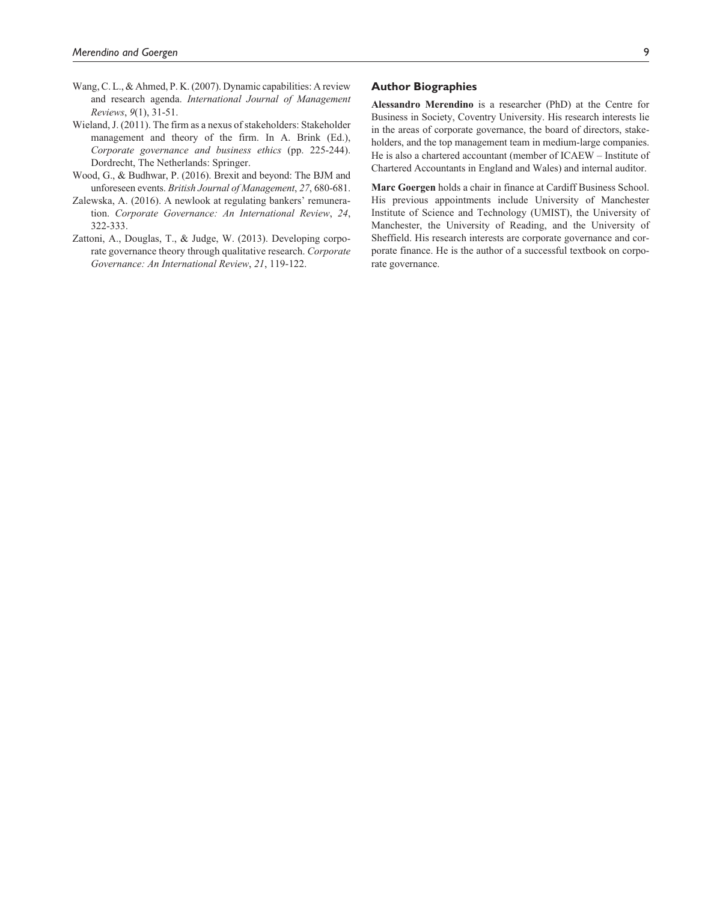Wang, C. L., & Ahmed, P. K. (2007). Dynamic capabilities: A review and research agenda. *International Journal of Management Reviews*, *9*(1), 31-51.

Wieland, J. (2011). The firm as a nexus of stakeholders: Stakeholder management and theory of the firm. In A. Brink (Ed.), *Corporate governance and business ethics* (pp. 225-244). Dordrecht, The Netherlands: Springer.

Wood, G., & Budhwar, P. (2016). Brexit and beyond: The BJM and unforeseen events. *British Journal of Management*, *27*, 680-681.

Zalewska, A. (2016). A newlook at regulating bankers' remuneration. *Corporate Governance: An International Review*, *24*, 322-333.

Zattoni, A., Douglas, T., & Judge, W. (2013). Developing corporate governance theory through qualitative research. *Corporate Governance: An International Review*, *21*, 119-122.

## Author Biographies

**Alessandro Merendino** is a researcher (PhD) at the Centre for Business in Society, Coventry University. His research interests lie in the areas of corporate governance, the board of directors, stakeholders, and the top management team in medium-large companies. He is also a chartered accountant (member of ICAEW – Institute of Chartered Accountants in England and Wales) and internal auditor.

**Marc Goergen** holds a chair in finance at Cardiff Business School. His previous appointments include University of Manchester Institute of Science and Technology (UMIST), the University of Manchester, the University of Reading, and the University of Sheffield. His research interests are corporate governance and corporate finance. He is the author of a successful textbook on corporate governance.